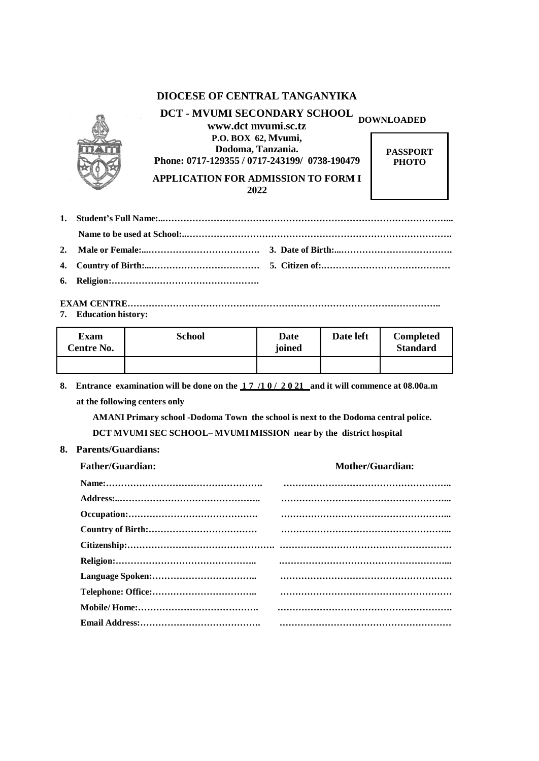# DIOCESE OF CENTRAL TANGANYIKA

## DCT - MVUMI SECONDARY SCHOOL

**DOWNLOADED**

**www.dct mvumi.sc.tz**
**P.O. BOX 62, Mvumi,**
**Dodoma, Tanzania.**
**Phone: 0717-129355 / 0717-243199/ 0738-190479**

**PASSPORT PHOTO**

**APPLICATION FOR ADMISSION TO FORM I 2022**

1. **Student's Full Name:...………………………………………………………………………………...**

   **Name to be used at School:..……………………………………………………………………………….**

2. **Male or Female:...……………………………….** 3. **Date of Birth:...……………………………….**
4. **Country of Birth:...………………………………** 5. **Citizen of:……………………………………**
6. **Religion:………………………………………….**

**EXAM CENTRE…………………………………………………………………………………………..**

7. **Education history:**

| Exam Centre No. | School | Date joined | Date left | Completed Standard |
|---|---|---|---|---|
| | | | | |

8. **Entrance examination will be done on the 1 7 /1 0 / 2 0 21 and it will commence at 08.00a.m at the following centers only**

   **AMANI Primary school -Dodoma Town the school is next to the Dodoma central police.**

   **DCT MVUMI SEC SCHOOL– MVUMI MISSION near by the district hospital**

8. **Parents/Guardians:**

| **Father/Guardian:** | **Mother/Guardian:** |
|---|---|
| **Name:…………………………………………….** | **………………………………………………..** |
| **Address:..………………………………………..** | **………………………………………………...** |
| **Occupation:…………………………………….** | **………………………………………………...** |
| **Country of Birth:………………………………** | **………………………………………………...** |
| **Citizenship:…………………………………………** | **…………………………………………………** |
| **Religion:………………………………………..** | **.………………………………………………...** |
| **Language Spoken:……………………………..** | **…………………………………………………** |
| **Telephone: Office:……………………………..** | **…………………………………………………** |
| **Mobile/ Home:………………………………….** | **………………………………………………….** |
| **Email Address:………………………………….** | **…………………………………………………** |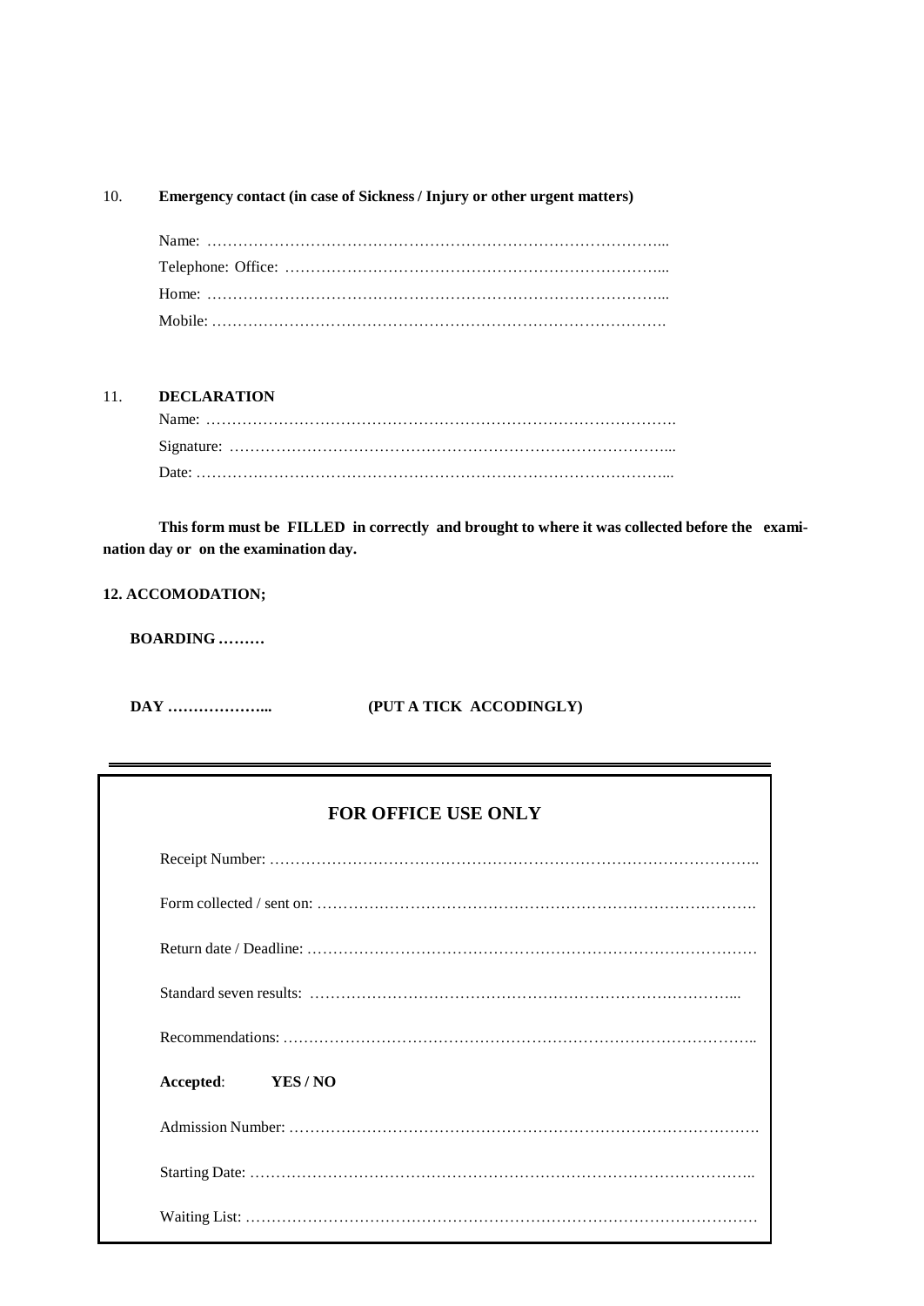10. **Emergency contact (in case of Sickness / Injury or other urgent matters)**

Name: ……………………………………………………………………………...

Telephone: Office: ……………………………………………………………...

Home: ……………………………………………………………………………...

Mobile: ……………………………………………………………………………….

11. **DECLARATION**

Name: ………………………………………………………………………………….

Signature: …………………………………………………………………………...

Date: …………………………………………………………………………………...

**This form must be FILLED in correctly and brought to where it was collected before the examination day or on the examination day.**

**12. ACCOMODATION;**

**BOARDING ………**

**DAY ………………...** **(PUT A TICK ACCODINGLY)**

---

## FOR OFFICE USE ONLY

Receipt Number: ……………………………………………………………………………………..

Form collected / sent on: ……………………………………………………………………………….

Return date / Deadline: ………………………………………………………………………………

Standard seven results: …………………………………………………………………………...

Recommendations: ……………………………………………………………………………………..

**Accepted**: **YES / NO**

Admission Number: ……………………………………………………………………………………….

Starting Date: ……………………………………………………………………………………………..

Waiting List: ………………………………………………………………………………………………